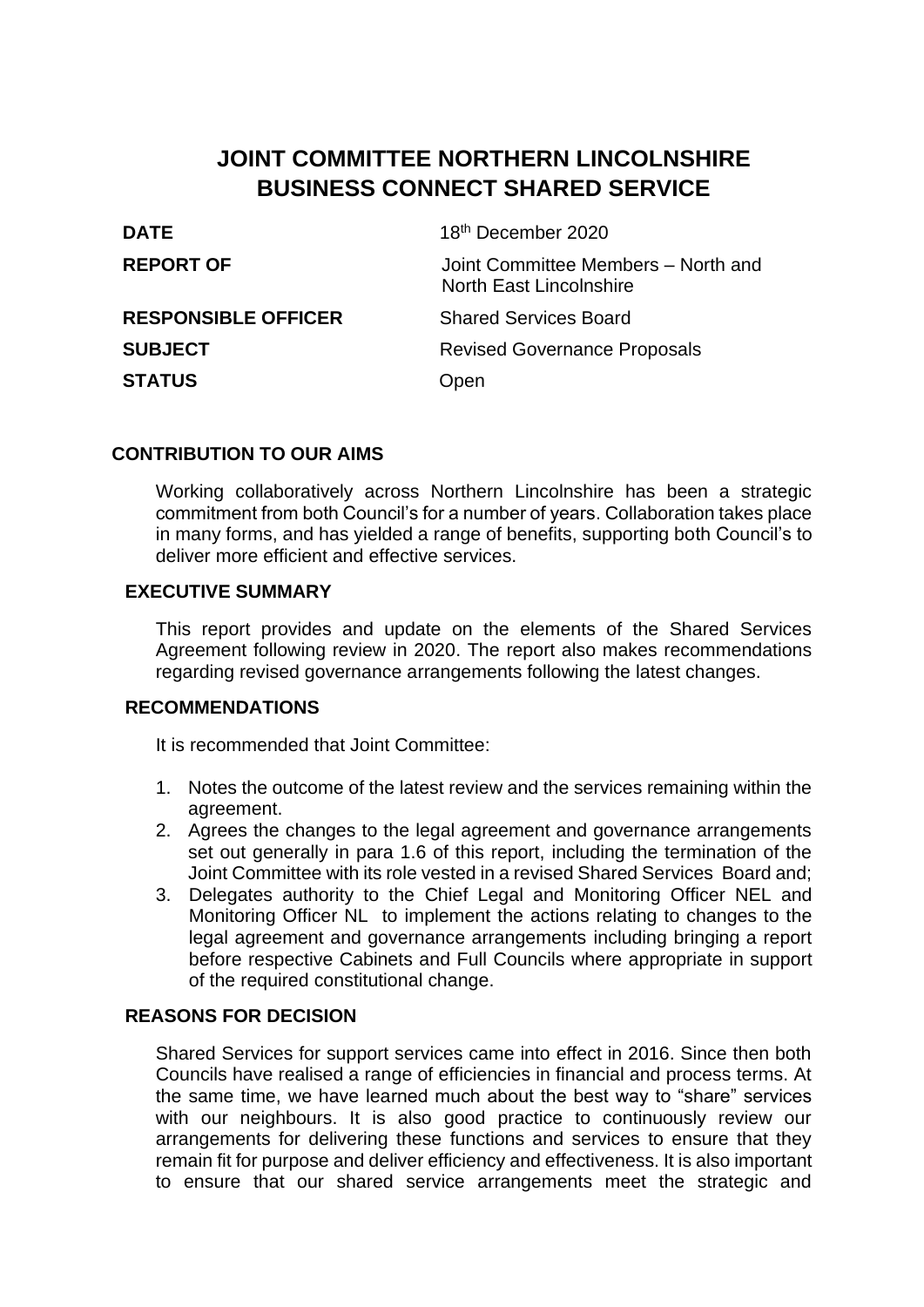# JOINT COMMITTEE NORTHERN LINCOLNSHIRE BUSINESS CONNECT SHARED SERVICE

| | |
|---|---|
| **DATE** | 18th December 2020 |
| **REPORT OF** | Joint Committee Members – North and North East Lincolnshire |
| **RESPONSIBLE OFFICER** | Shared Services Board |
| **SUBJECT** | Revised Governance Proposals |
| **STATUS** | Open |

### CONTRIBUTION TO OUR AIMS

Working collaboratively across Northern Lincolnshire has been a strategic commitment from both Council's for a number of years. Collaboration takes place in many forms, and has yielded a range of benefits, supporting both Council's to deliver more efficient and effective services.

### EXECUTIVE SUMMARY

This report provides and update on the elements of the Shared Services Agreement following review in 2020. The report also makes recommendations regarding revised governance arrangements following the latest changes.

### RECOMMENDATIONS

It is recommended that Joint Committee:

1. Notes the outcome of the latest review and the services remaining within the agreement.
2. Agrees the changes to the legal agreement and governance arrangements set out generally in para 1.6 of this report, including the termination of the Joint Committee with its role vested in a revised Shared Services Board and;
3. Delegates authority to the Chief Legal and Monitoring Officer NEL and Monitoring Officer NL to implement the actions relating to changes to the legal agreement and governance arrangements including bringing a report before respective Cabinets and Full Councils where appropriate in support of the required constitutional change.

### REASONS FOR DECISION

Shared Services for support services came into effect in 2016. Since then both Councils have realised a range of efficiencies in financial and process terms. At the same time, we have learned much about the best way to "share" services with our neighbours. It is also good practice to continuously review our arrangements for delivering these functions and services to ensure that they remain fit for purpose and deliver efficiency and effectiveness. It is also important to ensure that our shared service arrangements meet the strategic and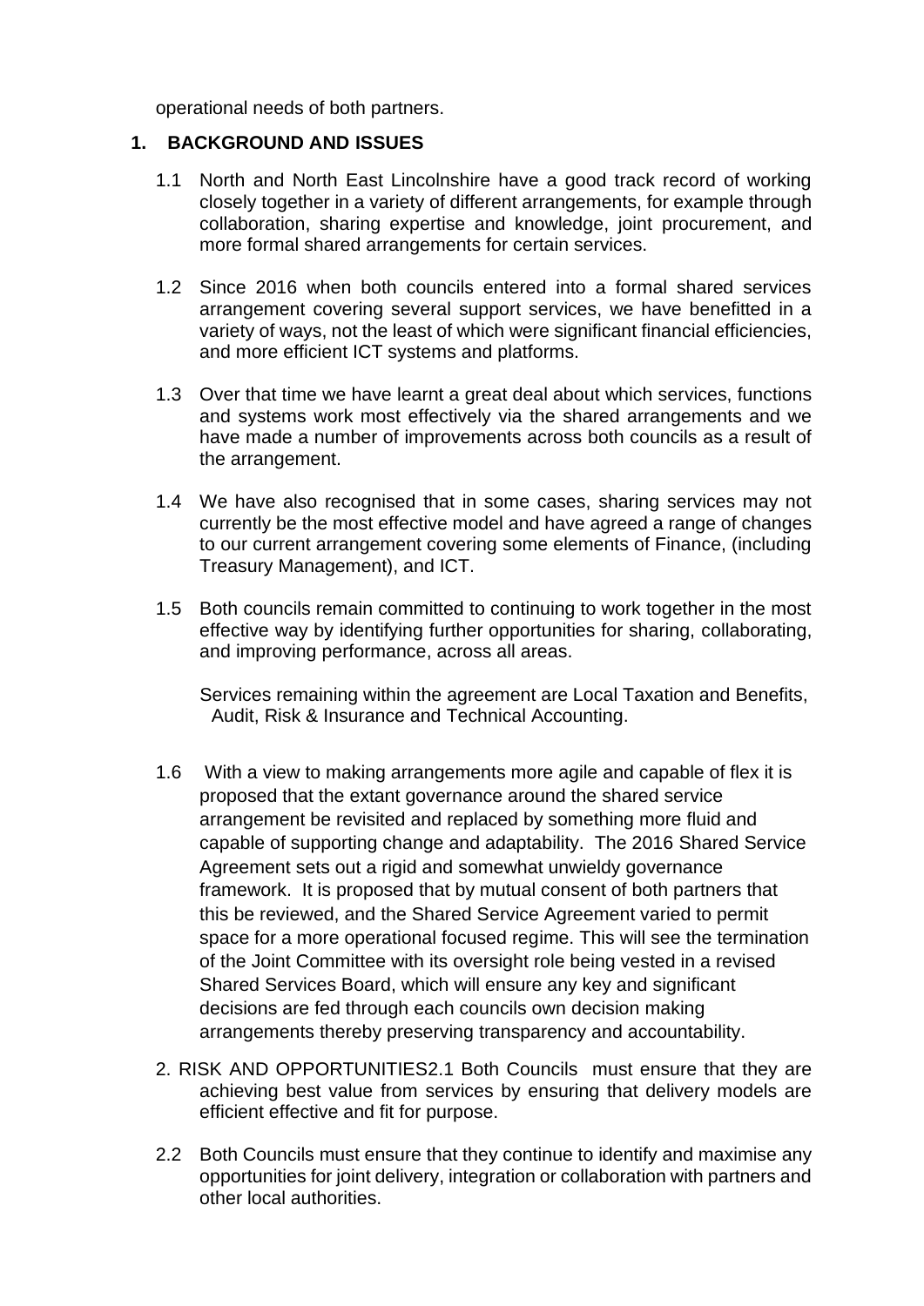operational needs of both partners.

## 1. BACKGROUND AND ISSUES

1.1 North and North East Lincolnshire have a good track record of working closely together in a variety of different arrangements, for example through collaboration, sharing expertise and knowledge, joint procurement, and more formal shared arrangements for certain services.

1.2 Since 2016 when both councils entered into a formal shared services arrangement covering several support services, we have benefitted in a variety of ways, not the least of which were significant financial efficiencies, and more efficient ICT systems and platforms.

1.3 Over that time we have learnt a great deal about which services, functions and systems work most effectively via the shared arrangements and we have made a number of improvements across both councils as a result of the arrangement.

1.4 We have also recognised that in some cases, sharing services may not currently be the most effective model and have agreed a range of changes to our current arrangement covering some elements of Finance, (including Treasury Management), and ICT.

1.5 Both councils remain committed to continuing to work together in the most effective way by identifying further opportunities for sharing, collaborating, and improving performance, across all areas.

Services remaining within the agreement are Local Taxation and Benefits, Audit, Risk & Insurance and Technical Accounting.

1.6 With a view to making arrangements more agile and capable of flex it is proposed that the extant governance around the shared service arrangement be revisited and replaced by something more fluid and capable of supporting change and adaptability. The 2016 Shared Service Agreement sets out a rigid and somewhat unwieldy governance framework. It is proposed that by mutual consent of both partners that this be reviewed, and the Shared Service Agreement varied to permit space for a more operational focused regime. This will see the termination of the Joint Committee with its oversight role being vested in a revised Shared Services Board, which will ensure any key and significant decisions are fed through each councils own decision making arrangements thereby preserving transparency and accountability.

## 2. RISK AND OPPORTUNITIES

2.1 Both Councils must ensure that they are achieving best value from services by ensuring that delivery models are efficient effective and fit for purpose.

2.2 Both Councils must ensure that they continue to identify and maximise any opportunities for joint delivery, integration or collaboration with partners and other local authorities.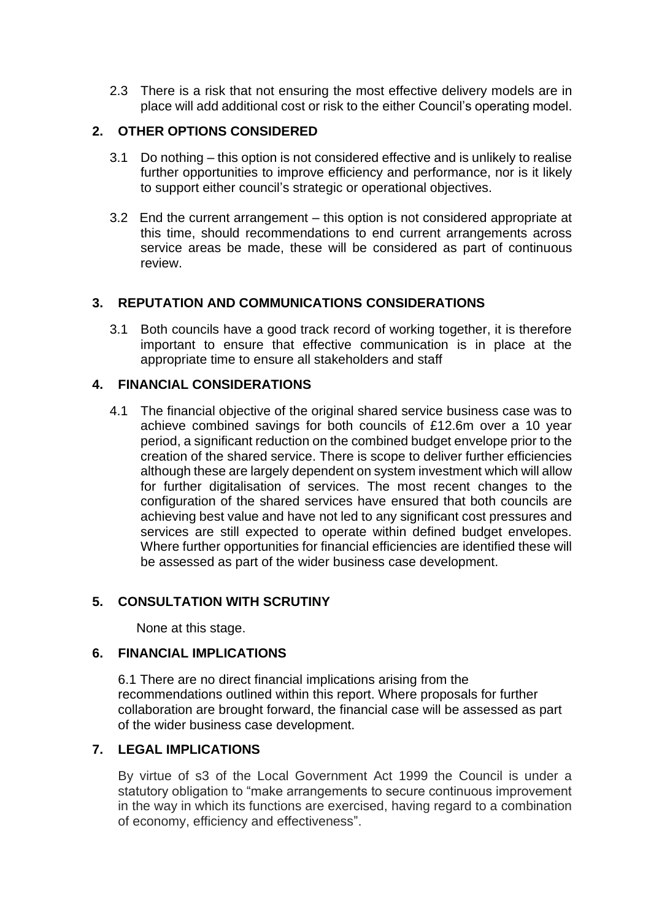2.3 There is a risk that not ensuring the most effective delivery models are in place will add additional cost or risk to the either Council's operating model.

## 2. OTHER OPTIONS CONSIDERED

3.1 Do nothing – this option is not considered effective and is unlikely to realise further opportunities to improve efficiency and performance, nor is it likely to support either council's strategic or operational objectives.

3.2 End the current arrangement – this option is not considered appropriate at this time, should recommendations to end current arrangements across service areas be made, these will be considered as part of continuous review.

## 3. REPUTATION AND COMMUNICATIONS CONSIDERATIONS

3.1 Both councils have a good track record of working together, it is therefore important to ensure that effective communication is in place at the appropriate time to ensure all stakeholders and staff

## 4. FINANCIAL CONSIDERATIONS

4.1 The financial objective of the original shared service business case was to achieve combined savings for both councils of £12.6m over a 10 year period, a significant reduction on the combined budget envelope prior to the creation of the shared service. There is scope to deliver further efficiencies although these are largely dependent on system investment which will allow for further digitalisation of services. The most recent changes to the configuration of the shared services have ensured that both councils are achieving best value and have not led to any significant cost pressures and services are still expected to operate within defined budget envelopes. Where further opportunities for financial efficiencies are identified these will be assessed as part of the wider business case development.

## 5. CONSULTATION WITH SCRUTINY

None at this stage.

## 6. FINANCIAL IMPLICATIONS

6.1 There are no direct financial implications arising from the recommendations outlined within this report. Where proposals for further collaboration are brought forward, the financial case will be assessed as part of the wider business case development.

## 7. LEGAL IMPLICATIONS

By virtue of s3 of the Local Government Act 1999 the Council is under a statutory obligation to "make arrangements to secure continuous improvement in the way in which its functions are exercised, having regard to a combination of economy, efficiency and effectiveness".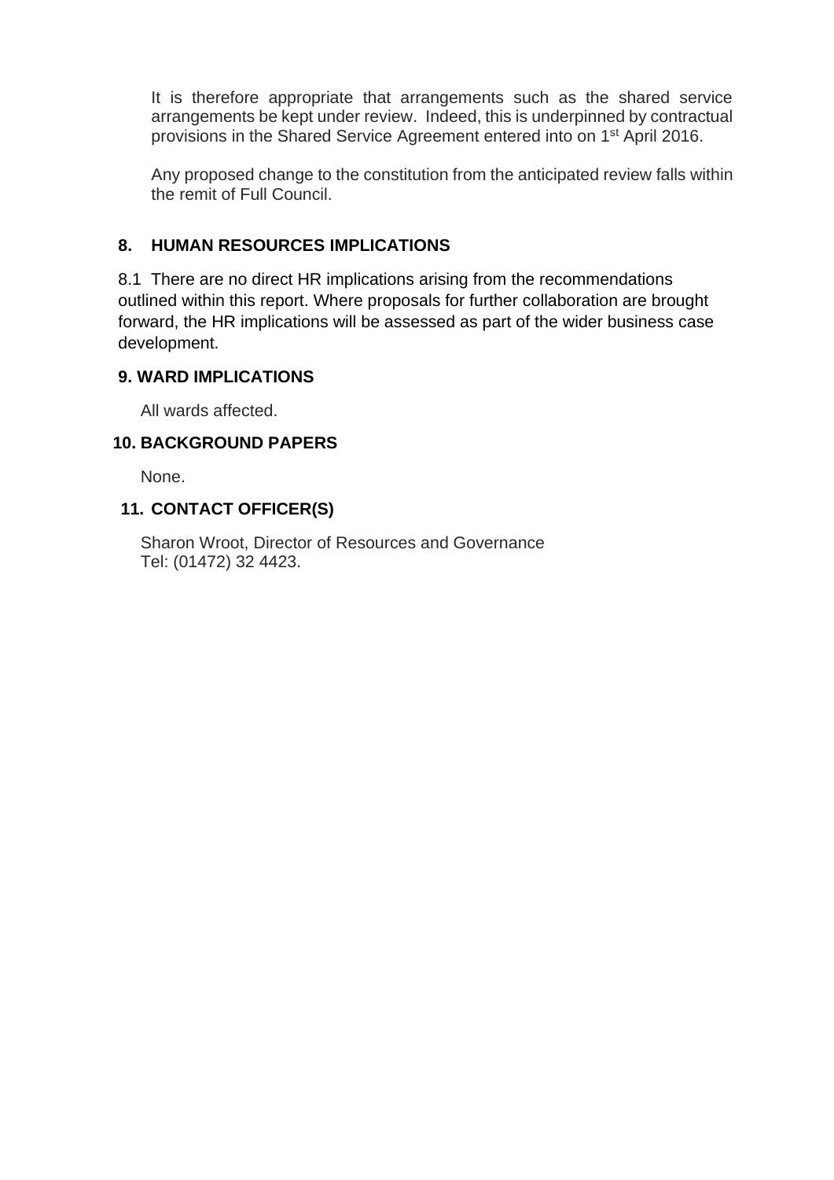It is therefore appropriate that arrangements such as the shared service arrangements be kept under review. Indeed, this is underpinned by contractual provisions in the Shared Service Agreement entered into on 1st April 2016.

Any proposed change to the constitution from the anticipated review falls within the remit of Full Council.

## 8. HUMAN RESOURCES IMPLICATIONS

8.1 There are no direct HR implications arising from the recommendations outlined within this report. Where proposals for further collaboration are brought forward, the HR implications will be assessed as part of the wider business case development.

## 9. WARD IMPLICATIONS

All wards affected.

## 10. BACKGROUND PAPERS

None.

## 11. CONTACT OFFICER(S)

Sharon Wroot, Director of Resources and Governance
Tel: (01472) 32 4423.